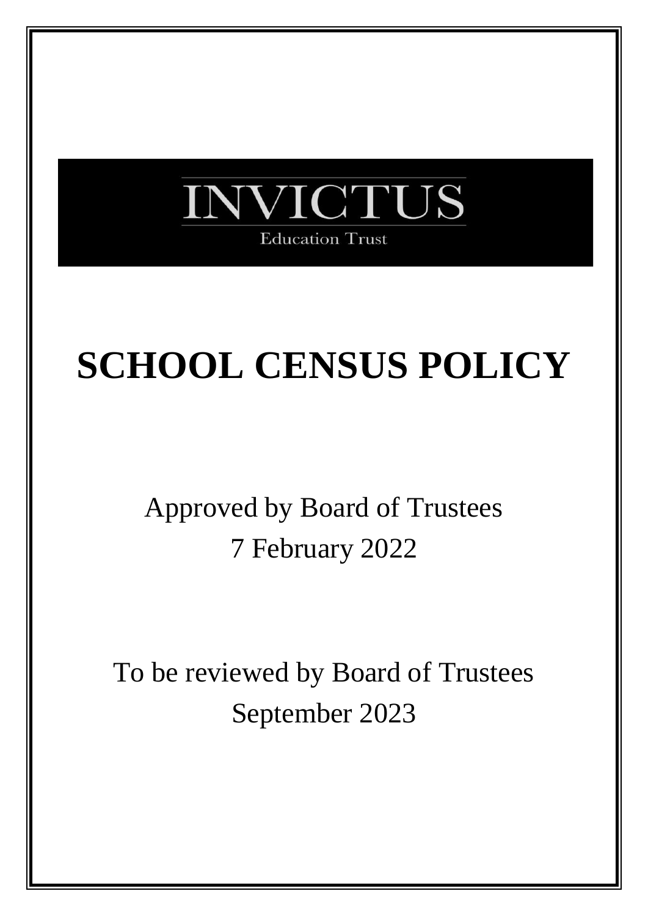INVICTUS

Education Trust

# SCHOOL CENSUS POLICY

Approved by Board of Trustees
7 February 2022

To be reviewed by Board of Trustees
September 2023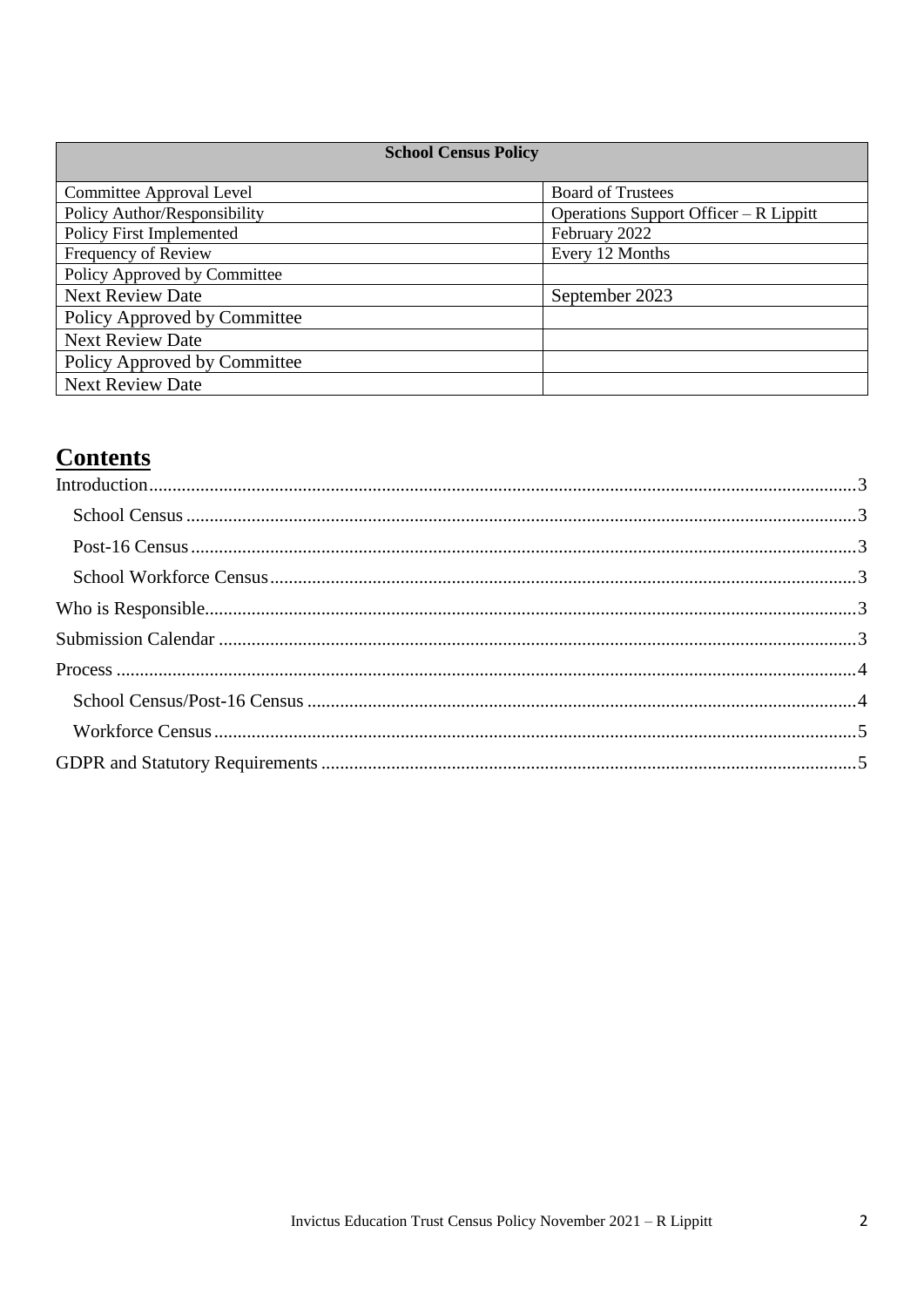| School Census Policy | |
|---|---|
| Committee Approval Level | Board of Trustees |
| Policy Author/Responsibility | Operations Support Officer – R Lippitt |
| Policy First Implemented | February 2022 |
| Frequency of Review | Every 12 Months |
| Policy Approved by Committee | |
| Next Review Date | September 2023 |
| Policy Approved by Committee | |
| Next Review Date | |
| Policy Approved by Committee | |
| Next Review Date | |

## Contents

- Introduction....3
  - School Census....3
  - Post-16 Census....3
  - School Workforce Census....3
- Who is Responsible....3
- Submission Calendar....3
- Process....4
  - School Census/Post-16 Census....4
  - Workforce Census....5
- GDPR and Statutory Requirements....5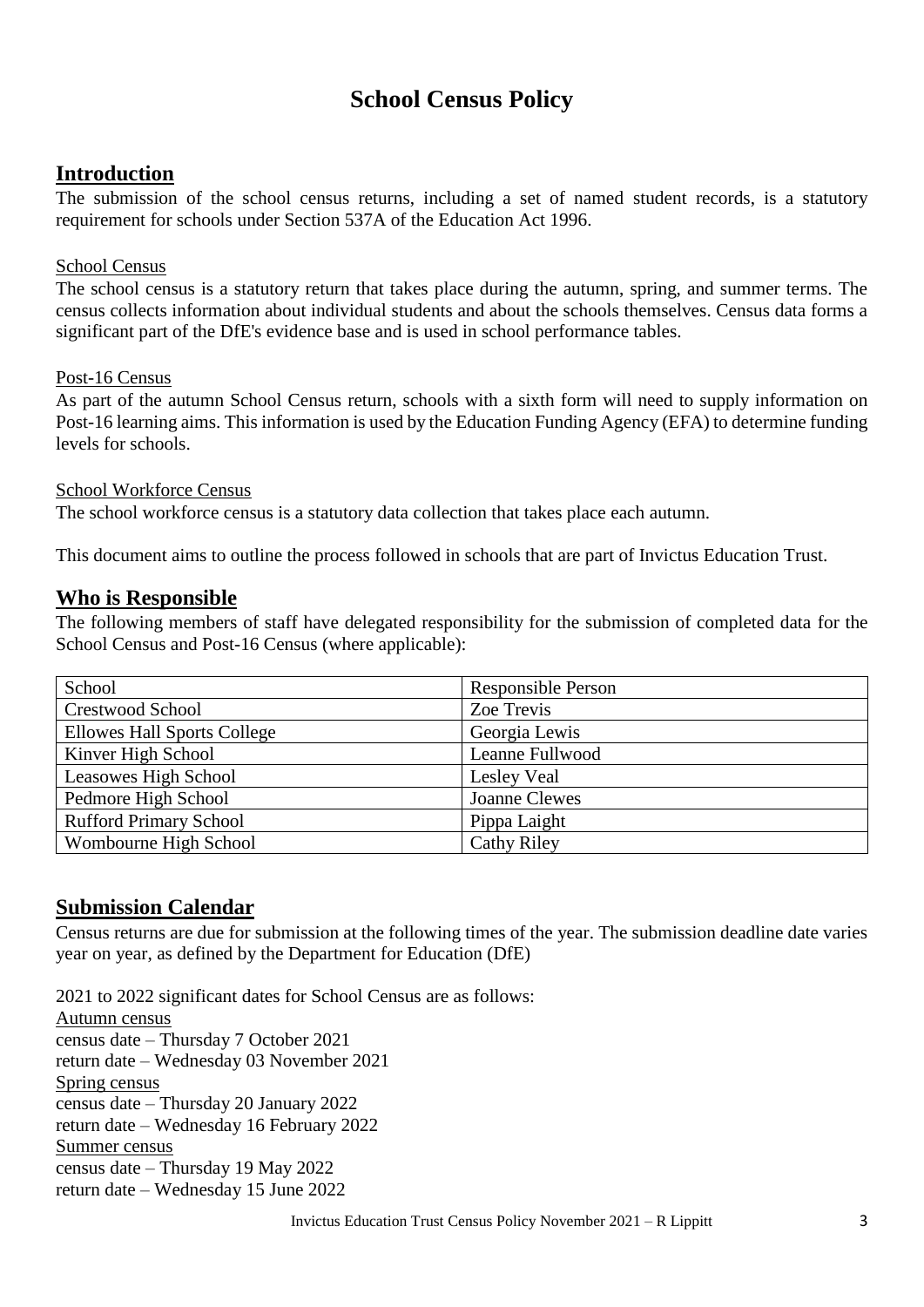# School Census Policy

## Introduction

The submission of the school census returns, including a set of named student records, is a statutory requirement for schools under Section 537A of the Education Act 1996.

School Census

The school census is a statutory return that takes place during the autumn, spring, and summer terms. The census collects information about individual students and about the schools themselves. Census data forms a significant part of the DfE's evidence base and is used in school performance tables.

Post-16 Census

As part of the autumn School Census return, schools with a sixth form will need to supply information on Post-16 learning aims. This information is used by the Education Funding Agency (EFA) to determine funding levels for schools.

School Workforce Census

The school workforce census is a statutory data collection that takes place each autumn.

This document aims to outline the process followed in schools that are part of Invictus Education Trust.

## Who is Responsible

The following members of staff have delegated responsibility for the submission of completed data for the School Census and Post-16 Census (where applicable):

| School | Responsible Person |
|---|---|
| Crestwood School | Zoe Trevis |
| Ellowes Hall Sports College | Georgia Lewis |
| Kinver High School | Leanne Fullwood |
| Leasowes High School | Lesley Veal |
| Pedmore High School | Joanne Clewes |
| Rufford Primary School | Pippa Laight |
| Wombourne High School | Cathy Riley |

## Submission Calendar

Census returns are due for submission at the following times of the year. The submission deadline date varies year on year, as defined by the Department for Education (DfE)

2021 to 2022 significant dates for School Census are as follows:

Autumn census
census date – Thursday 7 October 2021
return date – Wednesday 03 November 2021

Spring census
census date – Thursday 20 January 2022
return date – Wednesday 16 February 2022

Summer census
census date – Thursday 19 May 2022
return date – Wednesday 15 June 2022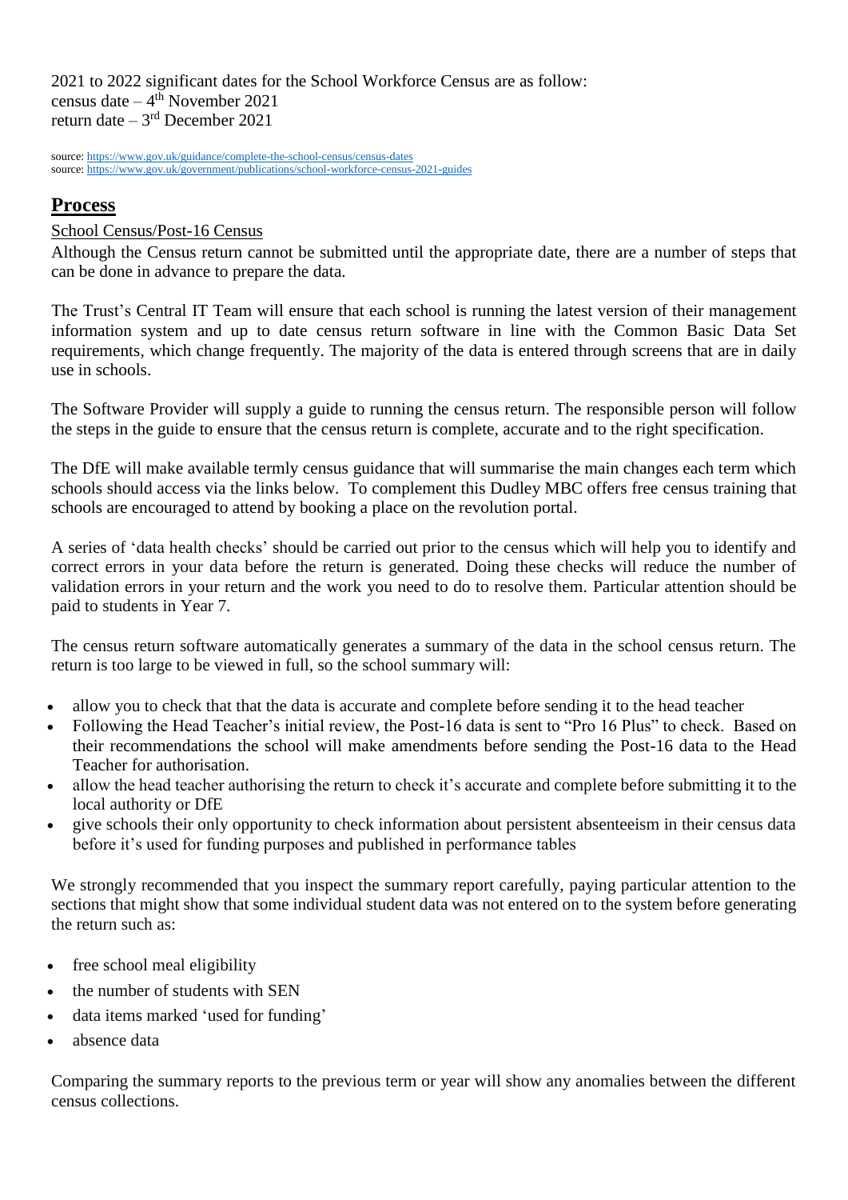2021 to 2022 significant dates for the School Workforce Census are as follow:
census date – 4th November 2021
return date – 3rd December 2021

source: https://www.gov.uk/guidance/complete-the-school-census/census-dates
source: https://www.gov.uk/government/publications/school-workforce-census-2021-guides

## Process

School Census/Post-16 Census

Although the Census return cannot be submitted until the appropriate date, there are a number of steps that can be done in advance to prepare the data.

The Trust's Central IT Team will ensure that each school is running the latest version of their management information system and up to date census return software in line with the Common Basic Data Set requirements, which change frequently. The majority of the data is entered through screens that are in daily use in schools.

The Software Provider will supply a guide to running the census return. The responsible person will follow the steps in the guide to ensure that the census return is complete, accurate and to the right specification.

The DfE will make available termly census guidance that will summarise the main changes each term which schools should access via the links below. To complement this Dudley MBC offers free census training that schools are encouraged to attend by booking a place on the revolution portal.

A series of 'data health checks' should be carried out prior to the census which will help you to identify and correct errors in your data before the return is generated. Doing these checks will reduce the number of validation errors in your return and the work you need to do to resolve them. Particular attention should be paid to students in Year 7.

The census return software automatically generates a summary of the data in the school census return. The return is too large to be viewed in full, so the school summary will:

- allow you to check that that the data is accurate and complete before sending it to the head teacher
- Following the Head Teacher's initial review, the Post-16 data is sent to "Pro 16 Plus" to check. Based on their recommendations the school will make amendments before sending the Post-16 data to the Head Teacher for authorisation.
- allow the head teacher authorising the return to check it's accurate and complete before submitting it to the local authority or DfE
- give schools their only opportunity to check information about persistent absenteeism in their census data before it's used for funding purposes and published in performance tables

We strongly recommended that you inspect the summary report carefully, paying particular attention to the sections that might show that some individual student data was not entered on to the system before generating the return such as:

- free school meal eligibility
- the number of students with SEN
- data items marked 'used for funding'
- absence data

Comparing the summary reports to the previous term or year will show any anomalies between the different census collections.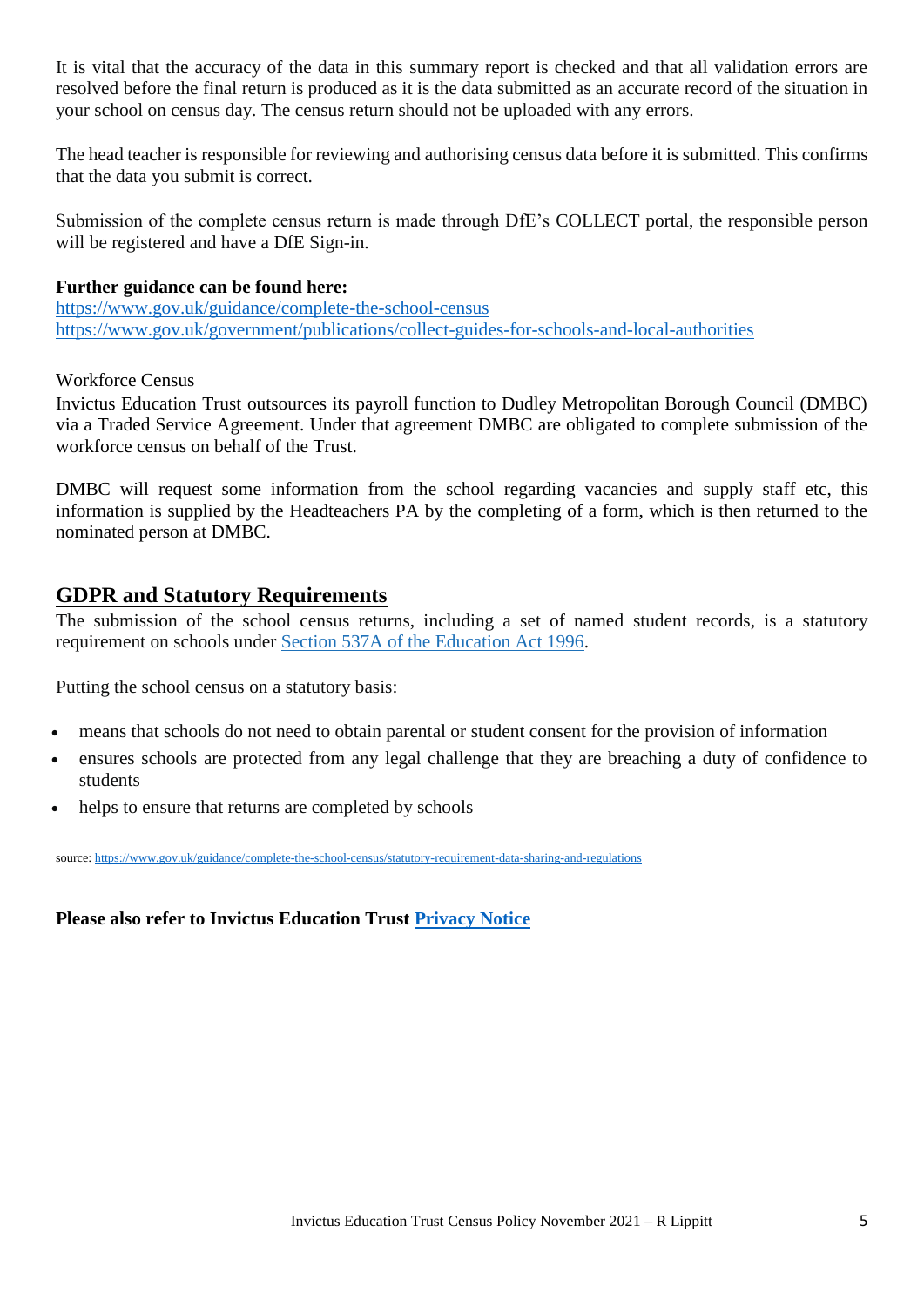It is vital that the accuracy of the data in this summary report is checked and that all validation errors are resolved before the final return is produced as it is the data submitted as an accurate record of the situation in your school on census day. The census return should not be uploaded with any errors.

The head teacher is responsible for reviewing and authorising census data before it is submitted. This confirms that the data you submit is correct.

Submission of the complete census return is made through DfE's COLLECT portal, the responsible person will be registered and have a DfE Sign-in.

**Further guidance can be found here:**
https://www.gov.uk/guidance/complete-the-school-census
https://www.gov.uk/government/publications/collect-guides-for-schools-and-local-authorities

Workforce Census

Invictus Education Trust outsources its payroll function to Dudley Metropolitan Borough Council (DMBC) via a Traded Service Agreement. Under that agreement DMBC are obligated to complete submission of the workforce census on behalf of the Trust.

DMBC will request some information from the school regarding vacancies and supply staff etc, this information is supplied by the Headteachers PA by the completing of a form, which is then returned to the nominated person at DMBC.

## GDPR and Statutory Requirements

The submission of the school census returns, including a set of named student records, is a statutory requirement on schools under Section 537A of the Education Act 1996.

Putting the school census on a statutory basis:

- means that schools do not need to obtain parental or student consent for the provision of information
- ensures schools are protected from any legal challenge that they are breaching a duty of confidence to students
- helps to ensure that returns are completed by schools

source: https://www.gov.uk/guidance/complete-the-school-census/statutory-requirement-data-sharing-and-regulations

**Please also refer to Invictus Education Trust Privacy Notice**